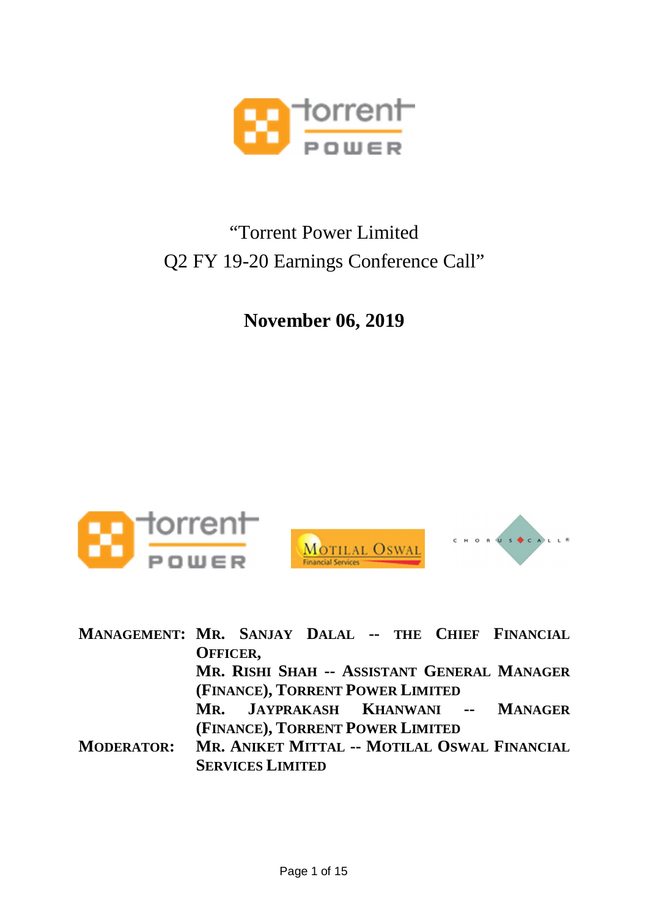# "Torrent Power Limited Q2 FY 19-20 Earnings Conference Call"

## November 06, 2019

**MANAGEMENT:** **MR. SANJAY DALAL -- THE CHIEF FINANCIAL OFFICER,**
**MR. RISHI SHAH -- ASSISTANT GENERAL MANAGER (FINANCE), TORRENT POWER LIMITED**
**MR. JAYPRAKASH KHANWANI -- MANAGER (FINANCE), TORRENT POWER LIMITED**

**MODERATOR:** **MR. ANIKET MITTAL -- MOTILAL OSWAL FINANCIAL SERVICES LIMITED**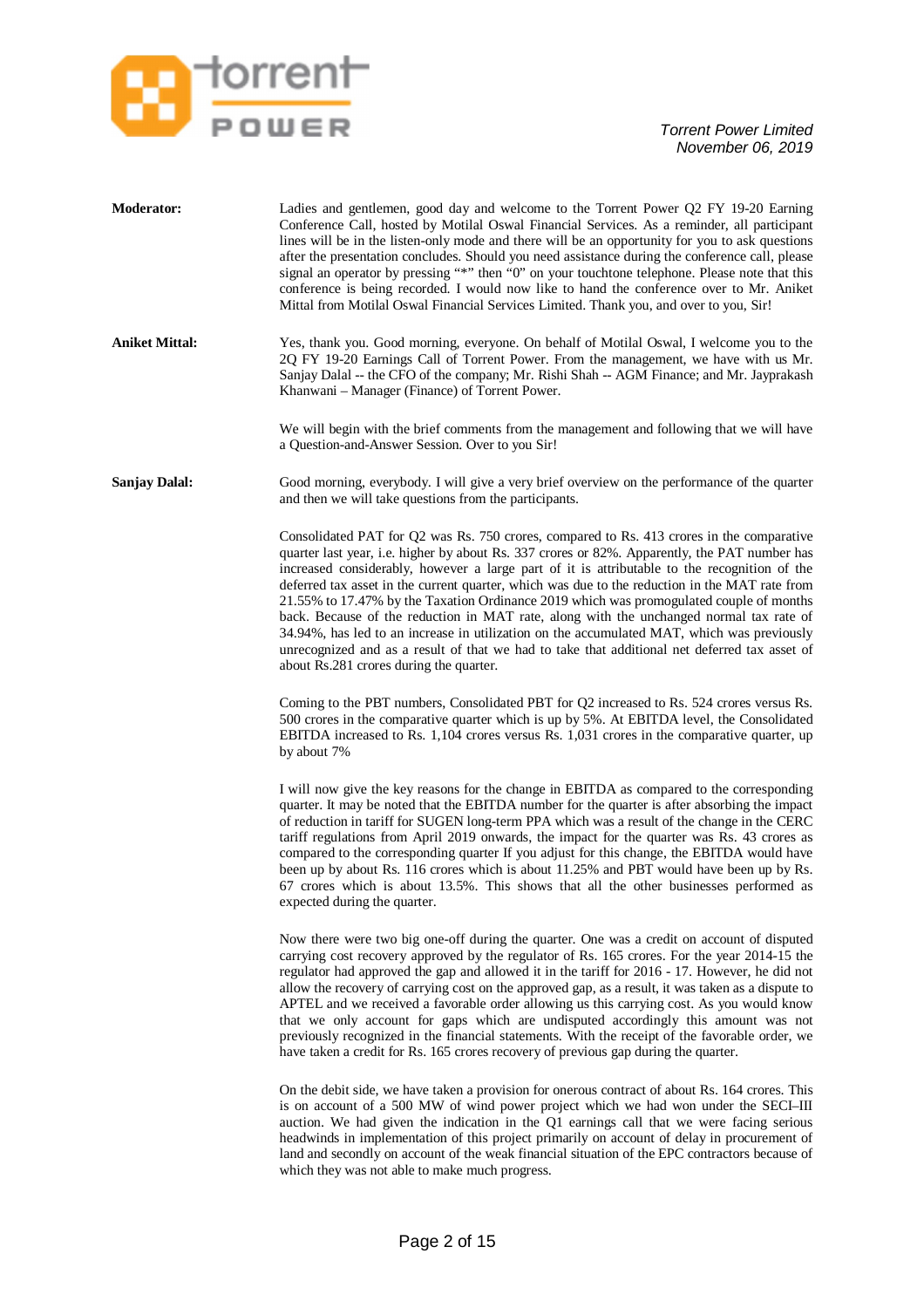**Moderator:** Ladies and gentlemen, good day and welcome to the Torrent Power Q2 FY 19-20 Earning Conference Call, hosted by Motilal Oswal Financial Services. As a reminder, all participant lines will be in the listen-only mode and there will be an opportunity for you to ask questions after the presentation concludes. Should you need assistance during the conference call, please signal an operator by pressing "*" then "0" on your touchtone telephone. Please note that this conference is being recorded. I would now like to hand the conference over to Mr. Aniket Mittal from Motilal Oswal Financial Services Limited. Thank you, and over to you, Sir!

**Aniket Mittal:** Yes, thank you. Good morning, everyone. On behalf of Motilal Oswal, I welcome you to the 2Q FY 19-20 Earnings Call of Torrent Power. From the management, we have with us Mr. Sanjay Dalal -- the CFO of the company; Mr. Rishi Shah -- AGM Finance; and Mr. Jayprakash Khanwani – Manager (Finance) of Torrent Power.

We will begin with the brief comments from the management and following that we will have a Question-and-Answer Session. Over to you Sir!

**Sanjay Dalal:** Good morning, everybody. I will give a very brief overview on the performance of the quarter and then we will take questions from the participants.

Consolidated PAT for Q2 was Rs. 750 crores, compared to Rs. 413 crores in the comparative quarter last year, i.e. higher by about Rs. 337 crores or 82%. Apparently, the PAT number has increased considerably, however a large part of it is attributable to the recognition of the deferred tax asset in the current quarter, which was due to the reduction in the MAT rate from 21.55% to 17.47% by the Taxation Ordinance 2019 which was promogulated couple of months back. Because of the reduction in MAT rate, along with the unchanged normal tax rate of 34.94%, has led to an increase in utilization on the accumulated MAT, which was previously unrecognized and as a result of that we had to take that additional net deferred tax asset of about Rs.281 crores during the quarter.

Coming to the PBT numbers, Consolidated PBT for Q2 increased to Rs. 524 crores versus Rs. 500 crores in the comparative quarter which is up by 5%. At EBITDA level, the Consolidated EBITDA increased to Rs. 1,104 crores versus Rs. 1,031 crores in the comparative quarter, up by about 7%

I will now give the key reasons for the change in EBITDA as compared to the corresponding quarter. It may be noted that the EBITDA number for the quarter is after absorbing the impact of reduction in tariff for SUGEN long-term PPA which was a result of the change in the CERC tariff regulations from April 2019 onwards, the impact for the quarter was Rs. 43 crores as compared to the corresponding quarter If you adjust for this change, the EBITDA would have been up by about Rs. 116 crores which is about 11.25% and PBT would have been up by Rs. 67 crores which is about 13.5%. This shows that all the other businesses performed as expected during the quarter.

Now there were two big one-off during the quarter. One was a credit on account of disputed carrying cost recovery approved by the regulator of Rs. 165 crores. For the year 2014-15 the regulator had approved the gap and allowed it in the tariff for 2016 - 17. However, he did not allow the recovery of carrying cost on the approved gap, as a result, it was taken as a dispute to APTEL and we received a favorable order allowing us this carrying cost. As you would know that we only account for gaps which are undisputed accordingly this amount was not previously recognized in the financial statements. With the receipt of the favorable order, we have taken a credit for Rs. 165 crores recovery of previous gap during the quarter.

On the debit side, we have taken a provision for onerous contract of about Rs. 164 crores. This is on account of a 500 MW of wind power project which we had won under the SECI–III auction. We had given the indication in the Q1 earnings call that we were facing serious headwinds in implementation of this project primarily on account of delay in procurement of land and secondly on account of the weak financial situation of the EPC contractors because of which they was not able to make much progress.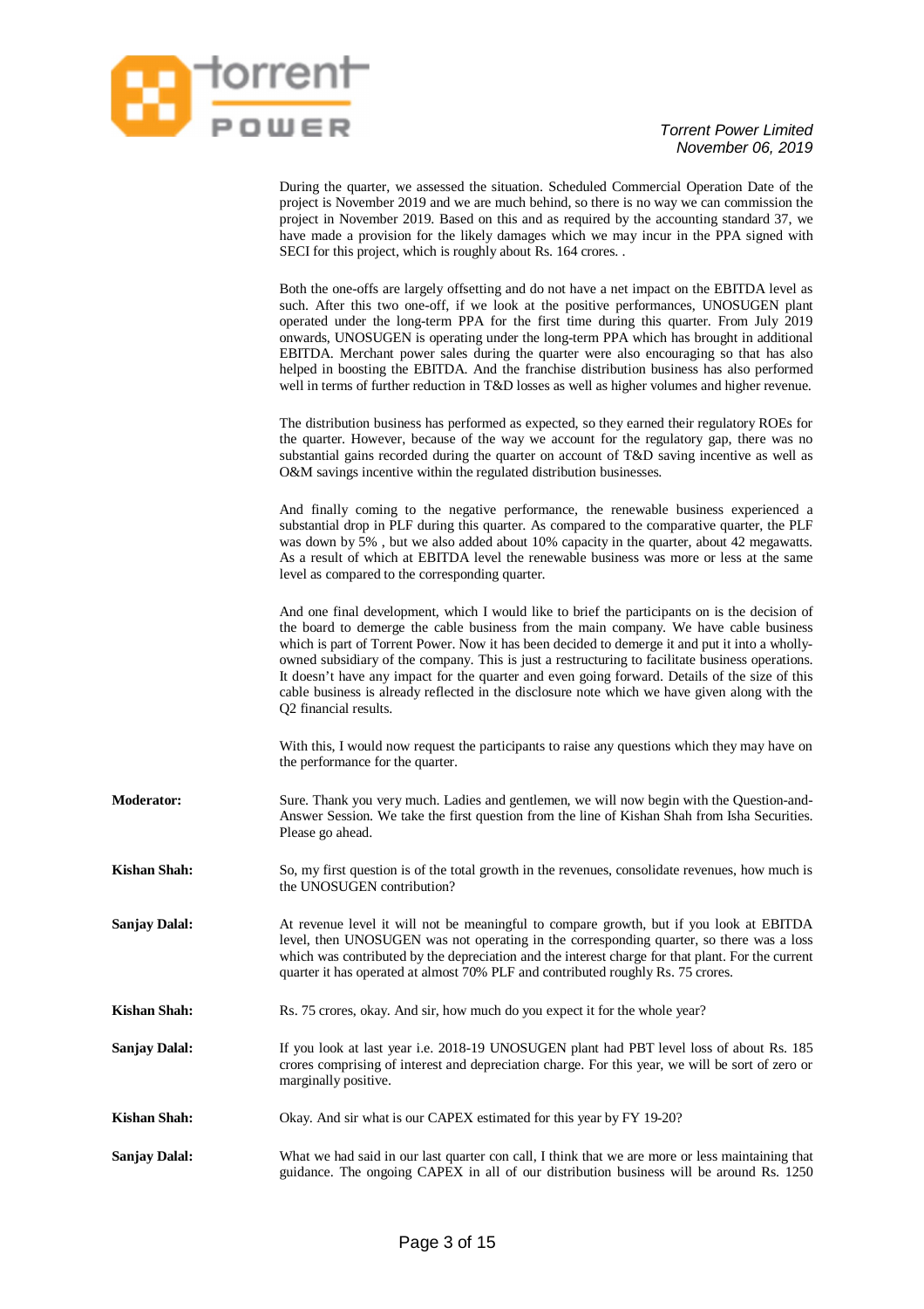During the quarter, we assessed the situation. Scheduled Commercial Operation Date of the project is November 2019 and we are much behind, so there is no way we can commission the project in November 2019. Based on this and as required by the accounting standard 37, we have made a provision for the likely damages which we may incur in the PPA signed with SECI for this project, which is roughly about Rs. 164 crores. .

Both the one-offs are largely offsetting and do not have a net impact on the EBITDA level as such. After this two one-off, if we look at the positive performances, UNOSUGEN plant operated under the long-term PPA for the first time during this quarter. From July 2019 onwards, UNOSUGEN is operating under the long-term PPA which has brought in additional EBITDA. Merchant power sales during the quarter were also encouraging so that has also helped in boosting the EBITDA. And the franchise distribution business has also performed well in terms of further reduction in T&D losses as well as higher volumes and higher revenue.

The distribution business has performed as expected, so they earned their regulatory ROEs for the quarter. However, because of the way we account for the regulatory gap, there was no substantial gains recorded during the quarter on account of T&D saving incentive as well as O&M savings incentive within the regulated distribution businesses.

And finally coming to the negative performance, the renewable business experienced a substantial drop in PLF during this quarter. As compared to the comparative quarter, the PLF was down by 5% , but we also added about 10% capacity in the quarter, about 42 megawatts. As a result of which at EBITDA level the renewable business was more or less at the same level as compared to the corresponding quarter.

And one final development, which I would like to brief the participants on is the decision of the board to demerge the cable business from the main company. We have cable business which is part of Torrent Power. Now it has been decided to demerge it and put it into a wholly-owned subsidiary of the company. This is just a restructuring to facilitate business operations. It doesn't have any impact for the quarter and even going forward. Details of the size of this cable business is already reflected in the disclosure note which we have given along with the Q2 financial results.

With this, I would now request the participants to raise any questions which they may have on the performance for the quarter.

**Moderator:** Sure. Thank you very much. Ladies and gentlemen, we will now begin with the Question-and-Answer Session. We take the first question from the line of Kishan Shah from Isha Securities. Please go ahead.

**Kishan Shah:** So, my first question is of the total growth in the revenues, consolidate revenues, how much is the UNOSUGEN contribution?

**Sanjay Dalal:** At revenue level it will not be meaningful to compare growth, but if you look at EBITDA level, then UNOSUGEN was not operating in the corresponding quarter, so there was a loss which was contributed by the depreciation and the interest charge for that plant. For the current quarter it has operated at almost 70% PLF and contributed roughly Rs. 75 crores.

**Kishan Shah:** Rs. 75 crores, okay. And sir, how much do you expect it for the whole year?

**Sanjay Dalal:** If you look at last year i.e. 2018-19 UNOSUGEN plant had PBT level loss of about Rs. 185 crores comprising of interest and depreciation charge. For this year, we will be sort of zero or marginally positive.

**Kishan Shah:** Okay. And sir what is our CAPEX estimated for this year by FY 19-20?

**Sanjay Dalal:** What we had said in our last quarter con call, I think that we are more or less maintaining that guidance. The ongoing CAPEX in all of our distribution business will be around Rs. 1250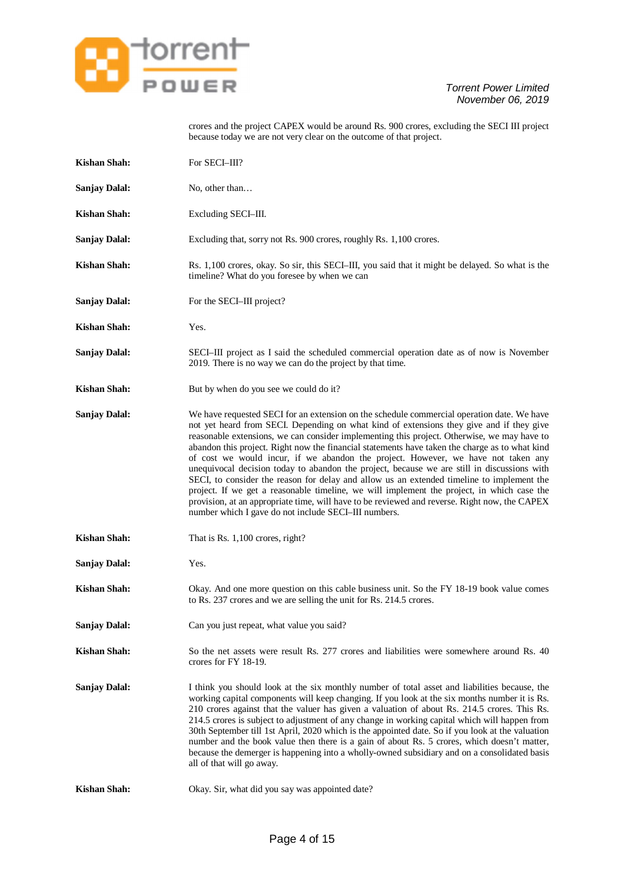crores and the project CAPEX would be around Rs. 900 crores, excluding the SECI III project because today we are not very clear on the outcome of that project.

**Kishan Shah:** For SECI–III?

**Sanjay Dalal:** No, other than…

**Kishan Shah:** Excluding SECI–III.

**Sanjay Dalal:** Excluding that, sorry not Rs. 900 crores, roughly Rs. 1,100 crores.

**Kishan Shah:** Rs. 1,100 crores, okay. So sir, this SECI–III, you said that it might be delayed. So what is the timeline? What do you foresee by when we can

**Sanjay Dalal:** For the SECI–III project?

**Kishan Shah:** Yes.

**Sanjay Dalal:** SECI–III project as I said the scheduled commercial operation date as of now is November 2019. There is no way we can do the project by that time.

**Kishan Shah:** But by when do you see we could do it?

**Sanjay Dalal:** We have requested SECI for an extension on the schedule commercial operation date. We have not yet heard from SECI. Depending on what kind of extensions they give and if they give reasonable extensions, we can consider implementing this project. Otherwise, we may have to abandon this project. Right now the financial statements have taken the charge as to what kind of cost we would incur, if we abandon the project. However, we have not taken any unequivocal decision today to abandon the project, because we are still in discussions with SECI, to consider the reason for delay and allow us an extended timeline to implement the project. If we get a reasonable timeline, we will implement the project, in which case the provision, at an appropriate time, will have to be reviewed and reverse. Right now, the CAPEX number which I gave do not include SECI–III numbers.

**Kishan Shah:** That is Rs. 1,100 crores, right?

**Sanjay Dalal:** Yes.

**Kishan Shah:** Okay. And one more question on this cable business unit. So the FY 18-19 book value comes to Rs. 237 crores and we are selling the unit for Rs. 214.5 crores.

**Sanjay Dalal:** Can you just repeat, what value you said?

**Kishan Shah:** So the net assets were result Rs. 277 crores and liabilities were somewhere around Rs. 40 crores for FY 18-19.

**Sanjay Dalal:** I think you should look at the six monthly number of total asset and liabilities because, the working capital components will keep changing. If you look at the six months number it is Rs. 210 crores against that the valuer has given a valuation of about Rs. 214.5 crores. This Rs. 214.5 crores is subject to adjustment of any change in working capital which will happen from 30th September till 1st April, 2020 which is the appointed date. So if you look at the valuation number and the book value then there is a gain of about Rs. 5 crores, which doesn't matter, because the demerger is happening into a wholly-owned subsidiary and on a consolidated basis all of that will go away.

**Kishan Shah:** Okay. Sir, what did you say was appointed date?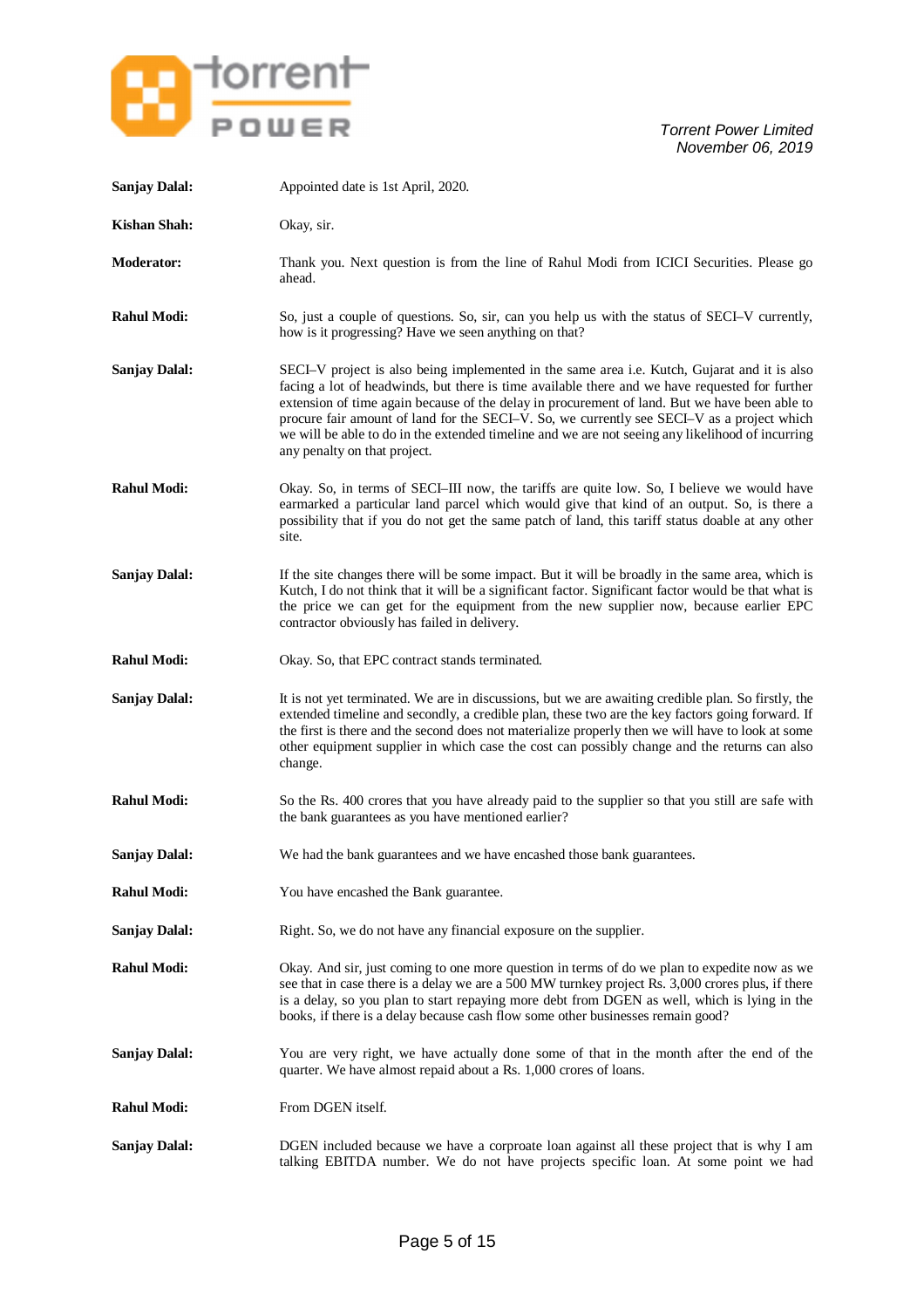**Sanjay Dalal:** Appointed date is 1st April, 2020.

**Kishan Shah:** Okay, sir.

**Moderator:** Thank you. Next question is from the line of Rahul Modi from ICICI Securities. Please go ahead.

**Rahul Modi:** So, just a couple of questions. So, sir, can you help us with the status of SECI–V currently, how is it progressing? Have we seen anything on that?

**Sanjay Dalal:** SECI–V project is also being implemented in the same area i.e. Kutch, Gujarat and it is also facing a lot of headwinds, but there is time available there and we have requested for further extension of time again because of the delay in procurement of land. But we have been able to procure fair amount of land for the SECI–V. So, we currently see SECI–V as a project which we will be able to do in the extended timeline and we are not seeing any likelihood of incurring any penalty on that project.

**Rahul Modi:** Okay. So, in terms of SECI–III now, the tariffs are quite low. So, I believe we would have earmarked a particular land parcel which would give that kind of an output. So, is there a possibility that if you do not get the same patch of land, this tariff status doable at any other site.

**Sanjay Dalal:** If the site changes there will be some impact. But it will be broadly in the same area, which is Kutch, I do not think that it will be a significant factor. Significant factor would be that what is the price we can get for the equipment from the new supplier now, because earlier EPC contractor obviously has failed in delivery.

**Rahul Modi:** Okay. So, that EPC contract stands terminated.

**Sanjay Dalal:** It is not yet terminated. We are in discussions, but we are awaiting credible plan. So firstly, the extended timeline and secondly, a credible plan, these two are the key factors going forward. If the first is there and the second does not materialize properly then we will have to look at some other equipment supplier in which case the cost can possibly change and the returns can also change.

**Rahul Modi:** So the Rs. 400 crores that you have already paid to the supplier so that you still are safe with the bank guarantees as you have mentioned earlier?

**Sanjay Dalal:** We had the bank guarantees and we have encashed those bank guarantees.

**Rahul Modi:** You have encashed the Bank guarantee.

**Sanjay Dalal:** Right. So, we do not have any financial exposure on the supplier.

**Rahul Modi:** Okay. And sir, just coming to one more question in terms of do we plan to expedite now as we see that in case there is a delay we are a 500 MW turnkey project Rs. 3,000 crores plus, if there is a delay, so you plan to start repaying more debt from DGEN as well, which is lying in the books, if there is a delay because cash flow some other businesses remain good?

**Sanjay Dalal:** You are very right, we have actually done some of that in the month after the end of the quarter. We have almost repaid about a Rs. 1,000 crores of loans.

**Rahul Modi:** From DGEN itself.

**Sanjay Dalal:** DGEN included because we have a corproate loan against all these project that is why I am talking EBITDA number. We do not have projects specific loan. At some point we had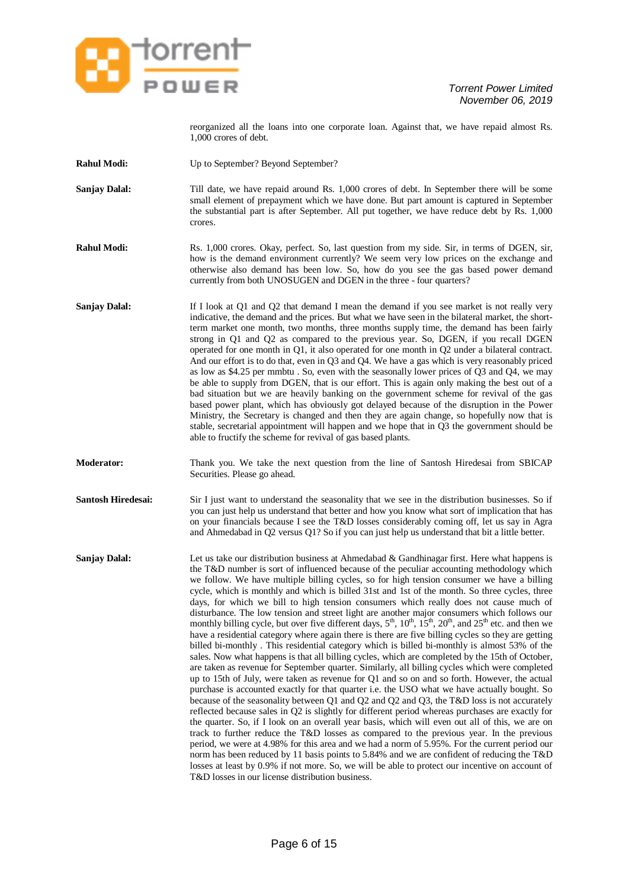reorganized all the loans into one corporate loan. Against that, we have repaid almost Rs. 1,000 crores of debt.

**Rahul Modi:** Up to September? Beyond September?

**Sanjay Dalal:** Till date, we have repaid around Rs. 1,000 crores of debt. In September there will be some small element of prepayment which we have done. But part amount is captured in September the substantial part is after September. All put together, we have reduce debt by Rs. 1,000 crores.

**Rahul Modi:** Rs. 1,000 crores. Okay, perfect. So, last question from my side. Sir, in terms of DGEN, sir, how is the demand environment currently? We seem very low prices on the exchange and otherwise also demand has been low. So, how do you see the gas based power demand currently from both UNOSUGEN and DGEN in the three - four quarters?

**Sanjay Dalal:** If I look at Q1 and Q2 that demand I mean the demand if you see market is not really very indicative, the demand and the prices. But what we have seen in the bilateral market, the short-term market one month, two months, three months supply time, the demand has been fairly strong in Q1 and Q2 as compared to the previous year. So, DGEN, if you recall DGEN operated for one month in Q1, it also operated for one month in Q2 under a bilateral contract. And our effort is to do that, even in Q3 and Q4. We have a gas which is very reasonably priced as low as \$4.25 per mmbtu . So, even with the seasonally lower prices of Q3 and Q4, we may be able to supply from DGEN, that is our effort. This is again only making the best out of a bad situation but we are heavily banking on the government scheme for revival of the gas based power plant, which has obviously got delayed because of the disruption in the Power Ministry, the Secretary is changed and then they are again change, so hopefully now that is stable, secretarial appointment will happen and we hope that in Q3 the government should be able to fructify the scheme for revival of gas based plants.

**Moderator:** Thank you. We take the next question from the line of Santosh Hiredesai from SBICAP Securities. Please go ahead.

**Santosh Hiredesai:** Sir I just want to understand the seasonality that we see in the distribution businesses. So if you can just help us understand that better and how you know what sort of implication that has on your financials because I see the T&D losses considerably coming off, let us say in Agra and Ahmedabad in Q2 versus Q1? So if you can just help us understand that bit a little better.

**Sanjay Dalal:** Let us take our distribution business at Ahmedabad & Gandhinagar first. Here what happens is the T&D number is sort of influenced because of the peculiar accounting methodology which we follow. We have multiple billing cycles, so for high tension consumer we have a billing cycle, which is monthly and which is billed 31st and 1st of the month. So three cycles, three days, for which we bill to high tension consumers which really does not cause much of disturbance. The low tension and street light are another major consumers which follows our monthly billing cycle, but over five different days, 5th, 10th, 15th, 20th, and 25th etc. and then we have a residential category where again there is there are five billing cycles so they are getting billed bi-monthly . This residential category which is billed bi-monthly is almost 53% of the sales. Now what happens is that all billing cycles, which are completed by the 15th of October, are taken as revenue for September quarter. Similarly, all billing cycles which were completed up to 15th of July, were taken as revenue for Q1 and so on and so forth. However, the actual purchase is accounted exactly for that quarter i.e. the USO what we have actually bought. So because of the seasonality between Q1 and Q2 and Q2 and Q3, the T&D loss is not accurately reflected because sales in Q2 is slightly for different period whereas purchases are exactly for the quarter. So, if I look on an overall year basis, which will even out all of this, we are on track to further reduce the T&D losses as compared to the previous year. In the previous period, we were at 4.98% for this area and we had a norm of 5.95%. For the current period our norm has been reduced by 11 basis points to 5.84% and we are confident of reducing the T&D losses at least by 0.9% if not more. So, we will be able to protect our incentive on account of T&D losses in our license distribution business.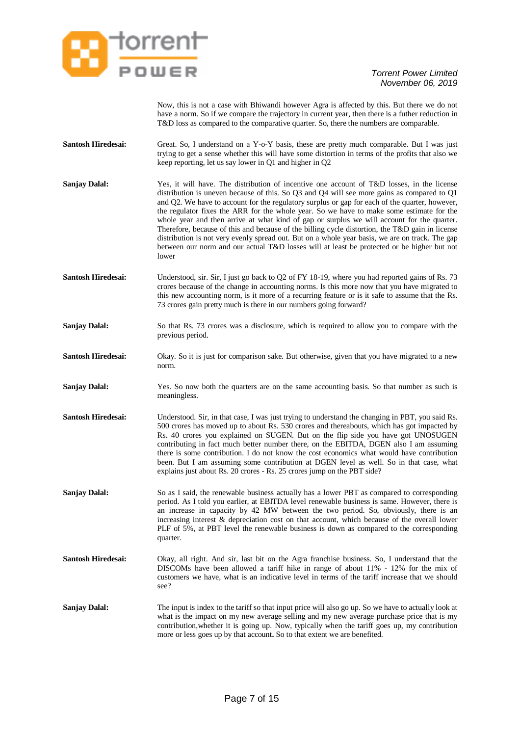Now, this is not a case with Bhiwandi however Agra is affected by this. But there we do not have a norm. So if we compare the trajectory in current year, then there is a futher reduction in T&D loss as compared to the comparative quarter. So, there the numbers are comparable.

**Santosh Hiredesai:** Great. So, I understand on a Y-o-Y basis, these are pretty much comparable. But I was just trying to get a sense whether this will have some distortion in terms of the profits that also we keep reporting, let us say lower in Q1 and higher in Q2

**Sanjay Dalal:** Yes, it will have. The distribution of incentive one account of T&D losses, in the license distribution is uneven because of this. So Q3 and Q4 will see more gains as compared to Q1 and Q2. We have to account for the regulatory surplus or gap for each of the quarter, however, the regulator fixes the ARR for the whole year. So we have to make some estimate for the whole year and then arrive at what kind of gap or surplus we will account for the quarter. Therefore, because of this and because of the billing cycle distortion, the T&D gain in license distribution is not very evenly spread out. But on a whole year basis, we are on track. The gap between our norm and our actual T&D losses will at least be protected or be higher but not lower

**Santosh Hiredesai:** Understood, sir. Sir, I just go back to Q2 of FY 18-19, where you had reported gains of Rs. 73 crores because of the change in accounting norms. Is this more now that you have migrated to this new accounting norm, is it more of a recurring feature or is it safe to assume that the Rs. 73 crores gain pretty much is there in our numbers going forward?

**Sanjay Dalal:** So that Rs. 73 crores was a disclosure, which is required to allow you to compare with the previous period.

**Santosh Hiredesai:** Okay. So it is just for comparison sake. But otherwise, given that you have migrated to a new norm.

**Sanjay Dalal:** Yes. So now both the quarters are on the same accounting basis. So that number as such is meaningless.

**Santosh Hiredesai:** Understood. Sir, in that case, I was just trying to understand the changing in PBT, you said Rs. 500 crores has moved up to about Rs. 530 crores and thereabouts, which has got impacted by Rs. 40 crores you explained on SUGEN. But on the flip side you have got UNOSUGEN contributing in fact much better number there, on the EBITDA, DGEN also I am assuming there is some contribution. I do not know the cost economics what would have contribution been. But I am assuming some contribution at DGEN level as well. So in that case, what explains just about Rs. 20 crores - Rs. 25 crores jump on the PBT side?

**Sanjay Dalal:** So as I said, the renewable business actually has a lower PBT as compared to corresponding period. As I told you earlier, at EBITDA level renewable business is same. However, there is an increase in capacity by 42 MW between the two period. So, obviously, there is an increasing interest & depreciation cost on that account, which because of the overall lower PLF of 5%, at PBT level the renewable business is down as compared to the corresponding quarter.

**Santosh Hiredesai:** Okay, all right. And sir, last bit on the Agra franchise business. So, I understand that the DISCOMs have been allowed a tariff hike in range of about 11% - 12% for the mix of customers we have, what is an indicative level in terms of the tariff increase that we should see?

**Sanjay Dalal:** The input is index to the tariff so that input price will also go up. So we have to actually look at what is the impact on my new average selling and my new average purchase price that is my contribution,whether it is going up. Now, typically when the tariff goes up, my contribution more or less goes up by that account**.** So to that extent we are benefited.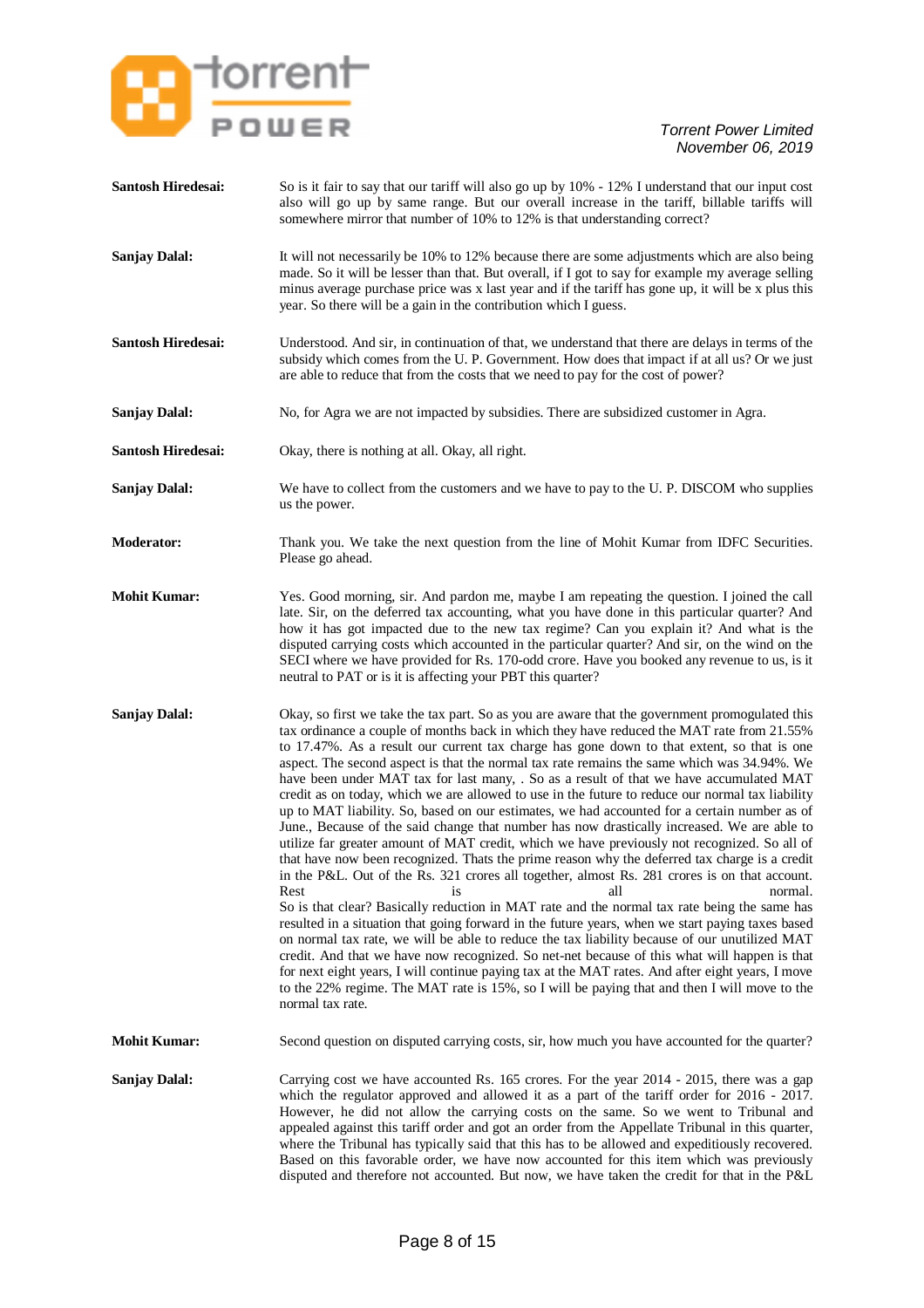**Santosh Hiredesai:** So is it fair to say that our tariff will also go up by 10% - 12% I understand that our input cost also will go up by same range. But our overall increase in the tariff, billable tariffs will somewhere mirror that number of 10% to 12% is that understanding correct?

**Sanjay Dalal:** It will not necessarily be 10% to 12% because there are some adjustments which are also being made. So it will be lesser than that. But overall, if I got to say for example my average selling minus average purchase price was x last year and if the tariff has gone up, it will be x plus this year. So there will be a gain in the contribution which I guess.

**Santosh Hiredesai:** Understood. And sir, in continuation of that, we understand that there are delays in terms of the subsidy which comes from the U. P. Government. How does that impact if at all us? Or we just are able to reduce that from the costs that we need to pay for the cost of power?

**Sanjay Dalal:** No, for Agra we are not impacted by subsidies. There are subsidized customer in Agra.

**Santosh Hiredesai:** Okay, there is nothing at all. Okay, all right.

**Sanjay Dalal:** We have to collect from the customers and we have to pay to the U. P. DISCOM who supplies us the power.

**Moderator:** Thank you. We take the next question from the line of Mohit Kumar from IDFC Securities. Please go ahead.

**Mohit Kumar:** Yes. Good morning, sir. And pardon me, maybe I am repeating the question. I joined the call late. Sir, on the deferred tax accounting, what you have done in this particular quarter? And how it has got impacted due to the new tax regime? Can you explain it? And what is the disputed carrying costs which accounted in the particular quarter? And sir, on the wind on the SECI where we have provided for Rs. 170-odd crore. Have you booked any revenue to us, is it neutral to PAT or is it is affecting your PBT this quarter?

**Sanjay Dalal:** Okay, so first we take the tax part. So as you are aware that the government promulgated this tax ordinance a couple of months back in which they have reduced the MAT rate from 21.55% to 17.47%. As a result our current tax charge has gone down to that extent, so that is one aspect. The second aspect is that the normal tax rate remains the same which was 34.94%. We have been under MAT tax for last many, . So as a result of that we have accumulated MAT credit as on today, which we are allowed to use in the future to reduce our normal tax liability up to MAT liability. So, based on our estimates, we had accounted for a certain number as of June., Because of the said change that number has now drastically increased. We are able to utilize far greater amount of MAT credit, which we have previously not recognized. So all of that have now been recognized. Thats the prime reason why the deferred tax charge is a credit in the P&L. Out of the Rs. 321 crores all together, almost Rs. 281 crores is on that account. Rest is all normal.
So is that clear? Basically reduction in MAT rate and the normal tax rate being the same has resulted in a situation that going forward in the future years, when we start paying taxes based on normal tax rate, we will be able to reduce the tax liability because of our unutilized MAT credit. And that we have now recognized. So net-net because of this what will happen is that for next eight years, I will continue paying tax at the MAT rates. And after eight years, I move to the 22% regime. The MAT rate is 15%, so I will be paying that and then I will move to the normal tax rate.

**Mohit Kumar:** Second question on disputed carrying costs, sir, how much you have accounted for the quarter?

**Sanjay Dalal:** Carrying cost we have accounted Rs. 165 crores. For the year 2014 - 2015, there was a gap which the regulator approved and allowed it as a part of the tariff order for 2016 - 2017. However, he did not allow the carrying costs on the same. So we went to Tribunal and appealed against this tariff order and got an order from the Appellate Tribunal in this quarter, where the Tribunal has typically said that this has to be allowed and expeditiously recovered. Based on this favorable order, we have now accounted for this item which was previously disputed and therefore not accounted. But now, we have taken the credit for that in the P&L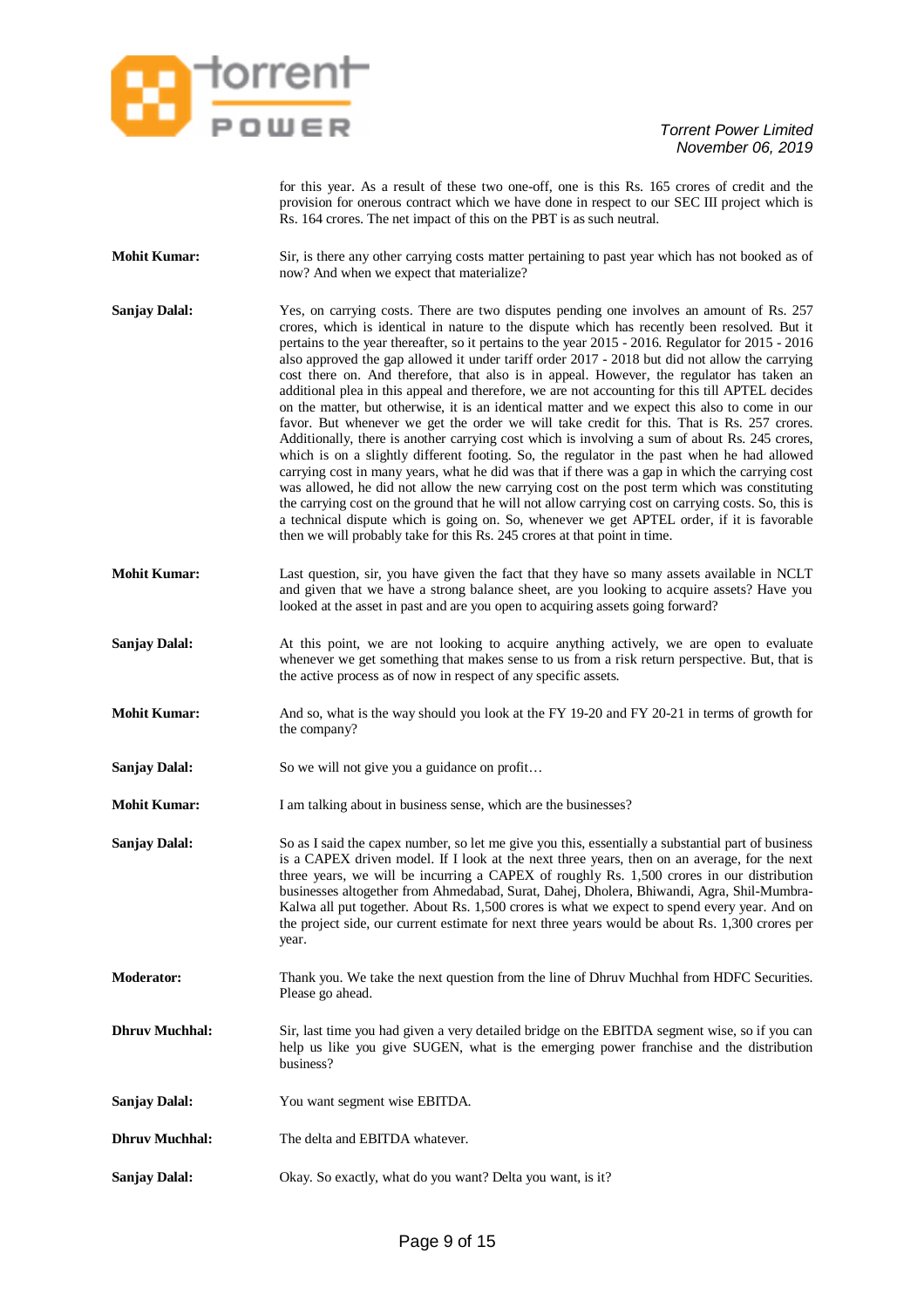for this year. As a result of these two one-off, one is this Rs. 165 crores of credit and the provision for onerous contract which we have done in respect to our SEC III project which is Rs. 164 crores. The net impact of this on the PBT is as such neutral.

**Mohit Kumar:** Sir, is there any other carrying costs matter pertaining to past year which has not booked as of now? And when we expect that materialize?

**Sanjay Dalal:** Yes, on carrying costs. There are two disputes pending one involves an amount of Rs. 257 crores, which is identical in nature to the dispute which has recently been resolved. But it pertains to the year thereafter, so it pertains to the year 2015 - 2016. Regulator for 2015 - 2016 also approved the gap allowed it under tariff order 2017 - 2018 but did not allow the carrying cost there on. And therefore, that also is in appeal. However, the regulator has taken an additional plea in this appeal and therefore, we are not accounting for this till APTEL decides on the matter, but otherwise, it is an identical matter and we expect this also to come in our favor. But whenever we get the order we will take credit for this. That is Rs. 257 crores. Additionally, there is another carrying cost which is involving a sum of about Rs. 245 crores, which is on a slightly different footing. So, the regulator in the past when he had allowed carrying cost in many years, what he did was that if there was a gap in which the carrying cost was allowed, he did not allow the new carrying cost on the post term which was constituting the carrying cost on the ground that he will not allow carrying cost on carrying costs. So, this is a technical dispute which is going on. So, whenever we get APTEL order, if it is favorable then we will probably take for this Rs. 245 crores at that point in time.

**Mohit Kumar:** Last question, sir, you have given the fact that they have so many assets available in NCLT and given that we have a strong balance sheet, are you looking to acquire assets? Have you looked at the asset in past and are you open to acquiring assets going forward?

**Sanjay Dalal:** At this point, we are not looking to acquire anything actively, we are open to evaluate whenever we get something that makes sense to us from a risk return perspective. But, that is the active process as of now in respect of any specific assets.

**Mohit Kumar:** And so, what is the way should you look at the FY 19-20 and FY 20-21 in terms of growth for the company?

**Sanjay Dalal:** So we will not give you a guidance on profit…

**Mohit Kumar:** I am talking about in business sense, which are the businesses?

**Sanjay Dalal:** So as I said the capex number, so let me give you this, essentially a substantial part of business is a CAPEX driven model. If I look at the next three years, then on an average, for the next three years, we will be incurring a CAPEX of roughly Rs. 1,500 crores in our distribution businesses altogether from Ahmedabad, Surat, Dahej, Dholera, Bhiwandi, Agra, Shil-Mumbra-Kalwa all put together. About Rs. 1,500 crores is what we expect to spend every year. And on the project side, our current estimate for next three years would be about Rs. 1,300 crores per year.

**Moderator:** Thank you. We take the next question from the line of Dhruv Muchhal from HDFC Securities. Please go ahead.

**Dhruv Muchhal:** Sir, last time you had given a very detailed bridge on the EBITDA segment wise, so if you can help us like you give SUGEN, what is the emerging power franchise and the distribution business?

**Sanjay Dalal:** You want segment wise EBITDA.

**Dhruv Muchhal:** The delta and EBITDA whatever.

**Sanjay Dalal:** Okay. So exactly, what do you want? Delta you want, is it?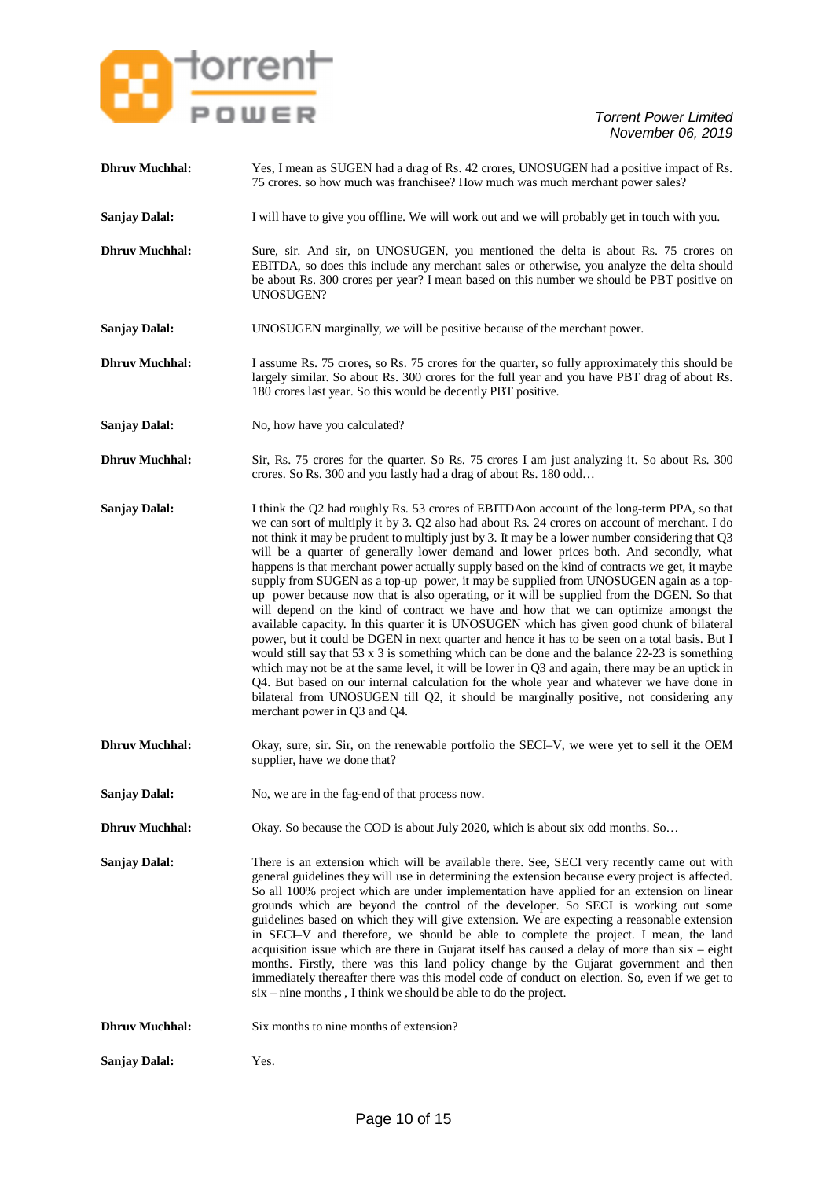**Dhruv Muchhal:** Yes, I mean as SUGEN had a drag of Rs. 42 crores, UNOSUGEN had a positive impact of Rs. 75 crores. so how much was franchisee? How much was much merchant power sales?

**Sanjay Dalal:** I will have to give you offline. We will work out and we will probably get in touch with you.

**Dhruv Muchhal:** Sure, sir. And sir, on UNOSUGEN, you mentioned the delta is about Rs. 75 crores on EBITDA, so does this include any merchant sales or otherwise, you analyze the delta should be about Rs. 300 crores per year? I mean based on this number we should be PBT positive on UNOSUGEN?

**Sanjay Dalal:** UNOSUGEN marginally, we will be positive because of the merchant power.

**Dhruv Muchhal:** I assume Rs. 75 crores, so Rs. 75 crores for the quarter, so fully approximately this should be largely similar. So about Rs. 300 crores for the full year and you have PBT drag of about Rs. 180 crores last year. So this would be decently PBT positive.

**Sanjay Dalal:** No, how have you calculated?

**Dhruv Muchhal:** Sir, Rs. 75 crores for the quarter. So Rs. 75 crores I am just analyzing it. So about Rs. 300 crores. So Rs. 300 and you lastly had a drag of about Rs. 180 odd…

**Sanjay Dalal:** I think the Q2 had roughly Rs. 53 crores of EBITDAon account of the long-term PPA, so that we can sort of multiply it by 3. Q2 also had about Rs. 24 crores on account of merchant. I do not think it may be prudent to multiply just by 3. It may be a lower number considering that Q3 will be a quarter of generally lower demand and lower prices both. And secondly, what happens is that merchant power actually supply based on the kind of contracts we get, it maybe supply from SUGEN as a top-up power, it may be supplied from UNOSUGEN again as a top-up power because now that is also operating, or it will be supplied from the DGEN. So that will depend on the kind of contract we have and how that we can optimize amongst the available capacity. In this quarter it is UNOSUGEN which has given good chunk of bilateral power, but it could be DGEN in next quarter and hence it has to be seen on a total basis. But I would still say that 53 x 3 is something which can be done and the balance 22-23 is something which may not be at the same level, it will be lower in Q3 and again, there may be an uptick in Q4. But based on our internal calculation for the whole year and whatever we have done in bilateral from UNOSUGEN till Q2, it should be marginally positive, not considering any merchant power in Q3 and Q4.

**Dhruv Muchhal:** Okay, sure, sir. Sir, on the renewable portfolio the SECI–V, we were yet to sell it the OEM supplier, have we done that?

**Sanjay Dalal:** No, we are in the fag-end of that process now.

**Dhruv Muchhal:** Okay. So because the COD is about July 2020, which is about six odd months. So…

**Sanjay Dalal:** There is an extension which will be available there. See, SECI very recently came out with general guidelines they will use in determining the extension because every project is affected. So all 100% project which are under implementation have applied for an extension on linear grounds which are beyond the control of the developer. So SECI is working out some guidelines based on which they will give extension. We are expecting a reasonable extension in SECI–V and therefore, we should be able to complete the project. I mean, the land acquisition issue which are there in Gujarat itself has caused a delay of more than six – eight months. Firstly, there was this land policy change by the Gujarat government and then immediately thereafter there was this model code of conduct on election. So, even if we get to six – nine months , I think we should be able to do the project.

**Dhruv Muchhal:** Six months to nine months of extension?

**Sanjay Dalal:** Yes.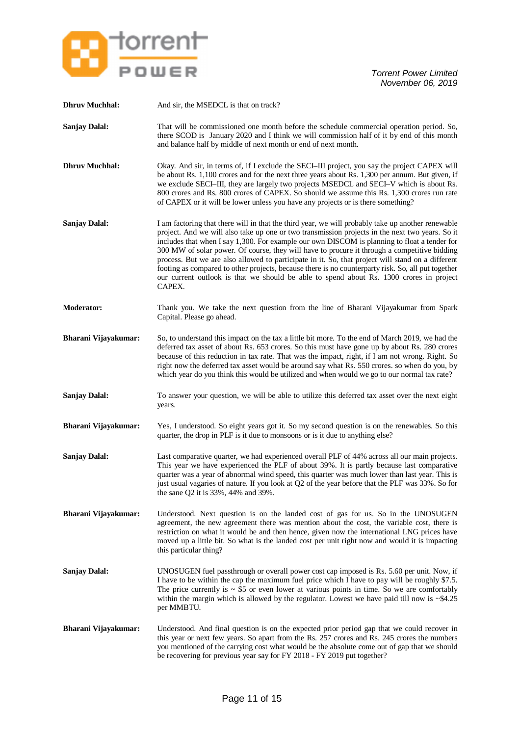**Dhruv Muchhal:** And sir, the MSEDCL is that on track?

**Sanjay Dalal:** That will be commissioned one month before the schedule commercial operation period. So, there SCOD is January 2020 and I think we will commission half of it by end of this month and balance half by middle of next month or end of next month.

**Dhruv Muchhal:** Okay. And sir, in terms of, if I exclude the SECI–III project, you say the project CAPEX will be about Rs. 1,100 crores and for the next three years about Rs. 1,300 per annum. But given, if we exclude SECI–III, they are largely two projects MSEDCL and SECI–V which is about Rs. 800 crores and Rs. 800 crores of CAPEX. So should we assume this Rs. 1,300 crores run rate of CAPEX or it will be lower unless you have any projects or is there something?

**Sanjay Dalal:** I am factoring that there will in that the third year, we will probably take up another renewable project. And we will also take up one or two transmission projects in the next two years. So it includes that when I say 1,300. For example our own DISCOM is planning to float a tender for 300 MW of solar power. Of course, they will have to procure it through a competitive bidding process. But we are also allowed to participate in it. So, that project will stand on a different footing as compared to other projects, because there is no counterparty risk. So, all put together our current outlook is that we should be able to spend about Rs. 1300 crores in project CAPEX.

**Moderator:** Thank you. We take the next question from the line of Bharani Vijayakumar from Spark Capital. Please go ahead.

**Bharani Vijayakumar:** So, to understand this impact on the tax a little bit more. To the end of March 2019, we had the deferred tax asset of about Rs. 653 crores. So this must have gone up by about Rs. 280 crores because of this reduction in tax rate. That was the impact, right, if I am not wrong. Right. So right now the deferred tax asset would be around say what Rs. 550 crores. so when do you, by which year do you think this would be utilized and when would we go to our normal tax rate?

**Sanjay Dalal:** To answer your question, we will be able to utilize this deferred tax asset over the next eight years.

**Bharani Vijayakumar:** Yes, I understood. So eight years got it. So my second question is on the renewables. So this quarter, the drop in PLF is it due to monsoons or is it due to anything else?

**Sanjay Dalal:** Last comparative quarter, we had experienced overall PLF of 44% across all our main projects. This year we have experienced the PLF of about 39%. It is partly because last comparative quarter was a year of abnormal wind speed, this quarter was much lower than last year. This is just usual vagaries of nature. If you look at Q2 of the year before that the PLF was 33%. So for the sane Q2 it is 33%, 44% and 39%.

**Bharani Vijayakumar:** Understood. Next question is on the landed cost of gas for us. So in the UNOSUGEN agreement, the new agreement there was mention about the cost, the variable cost, there is restriction on what it would be and then hence, given now the international LNG prices have moved up a little bit. So what is the landed cost per unit right now and would it is impacting this particular thing?

**Sanjay Dalal:** UNOSUGEN fuel passthrough or overall power cost cap imposed is Rs. 5.60 per unit. Now, if I have to be within the cap the maximum fuel price which I have to pay will be roughly $7.5. The price currently is ~ $5 or even lower at various points in time. So we are comfortably within the margin which is allowed by the regulator. Lowest we have paid till now is ~$4.25 per MMBTU.

**Bharani Vijayakumar:** Understood. And final question is on the expected prior period gap that we could recover in this year or next few years. So apart from the Rs. 257 crores and Rs. 245 crores the numbers you mentioned of the carrying cost what would be the absolute come out of gap that we should be recovering for previous year say for FY 2018 - FY 2019 put together?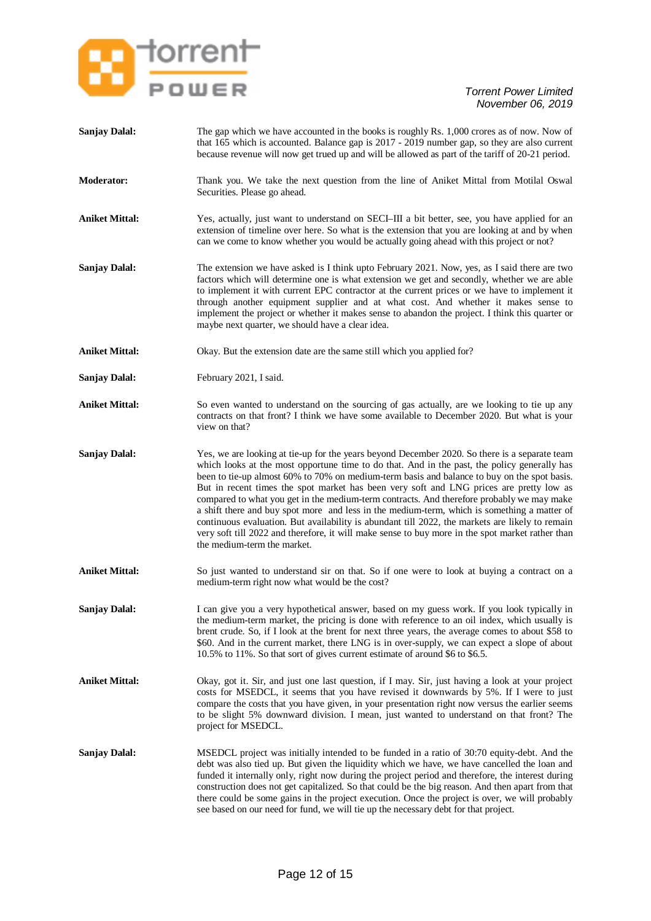**Sanjay Dalal:** The gap which we have accounted in the books is roughly Rs. 1,000 crores as of now. Now of that 165 which is accounted. Balance gap is 2017 - 2019 number gap, so they are also current because revenue will now get trued up and will be allowed as part of the tariff of 20-21 period.

**Moderator:** Thank you. We take the next question from the line of Aniket Mittal from Motilal Oswal Securities. Please go ahead.

**Aniket Mittal:** Yes, actually, just want to understand on SECI–III a bit better, see, you have applied for an extension of timeline over here. So what is the extension that you are looking at and by when can we come to know whether you would be actually going ahead with this project or not?

**Sanjay Dalal:** The extension we have asked is I think upto February 2021. Now, yes, as I said there are two factors which will determine one is what extension we get and secondly, whether we are able to implement it with current EPC contractor at the current prices or we have to implement it through another equipment supplier and at what cost. And whether it makes sense to implement the project or whether it makes sense to abandon the project. I think this quarter or maybe next quarter, we should have a clear idea.

**Aniket Mittal:** Okay. But the extension date are the same still which you applied for?

**Sanjay Dalal:** February 2021, I said.

**Aniket Mittal:** So even wanted to understand on the sourcing of gas actually, are we looking to tie up any contracts on that front? I think we have some available to December 2020. But what is your view on that?

**Sanjay Dalal:** Yes, we are looking at tie-up for the years beyond December 2020. So there is a separate team which looks at the most opportune time to do that. And in the past, the policy generally has been to tie-up almost 60% to 70% on medium-term basis and balance to buy on the spot basis. But in recent times the spot market has been very soft and LNG prices are pretty low as compared to what you get in the medium-term contracts. And therefore probably we may make a shift there and buy spot more and less in the medium-term, which is something a matter of continuous evaluation. But availability is abundant till 2022, the markets are likely to remain very soft till 2022 and therefore, it will make sense to buy more in the spot market rather than the medium-term the market.

**Aniket Mittal:** So just wanted to understand sir on that. So if one were to look at buying a contract on a medium-term right now what would be the cost?

**Sanjay Dalal:** I can give you a very hypothetical answer, based on my guess work. If you look typically in the medium-term market, the pricing is done with reference to an oil index, which usually is brent crude. So, if I look at the brent for next three years, the average comes to about $58 to $60. And in the current market, there LNG is in over-supply, we can expect a slope of about 10.5% to 11%. So that sort of gives current estimate of around $6 to $6.5.

**Aniket Mittal:** Okay, got it. Sir, and just one last question, if I may. Sir, just having a look at your project costs for MSEDCL, it seems that you have revised it downwards by 5%. If I were to just compare the costs that you have given, in your presentation right now versus the earlier seems to be slight 5% downward division. I mean, just wanted to understand on that front? The project for MSEDCL.

**Sanjay Dalal:** MSEDCL project was initially intended to be funded in a ratio of 30:70 equity-debt. And the debt was also tied up. But given the liquidity which we have, we have cancelled the loan and funded it internally only, right now during the project period and therefore, the interest during construction does not get capitalized. So that could be the big reason. And then apart from that there could be some gains in the project execution. Once the project is over, we will probably see based on our need for fund, we will tie up the necessary debt for that project.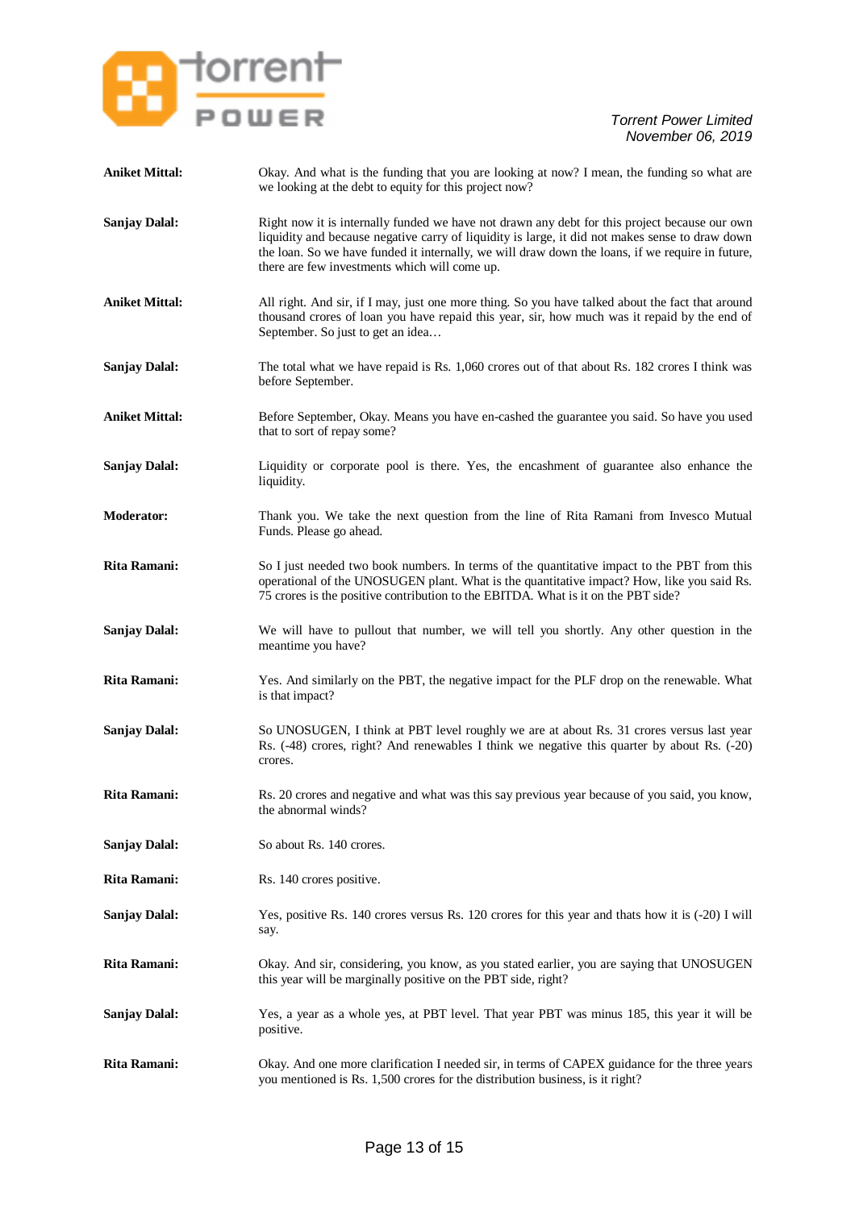**Aniket Mittal:** Okay. And what is the funding that you are looking at now? I mean, the funding so what are we looking at the debt to equity for this project now?

**Sanjay Dalal:** Right now it is internally funded we have not drawn any debt for this project because our own liquidity and because negative carry of liquidity is large, it did not makes sense to draw down the loan. So we have funded it internally, we will draw down the loans, if we require in future, there are few investments which will come up.

**Aniket Mittal:** All right. And sir, if I may, just one more thing. So you have talked about the fact that around thousand crores of loan you have repaid this year, sir, how much was it repaid by the end of September. So just to get an idea…

**Sanjay Dalal:** The total what we have repaid is Rs. 1,060 crores out of that about Rs. 182 crores I think was before September.

**Aniket Mittal:** Before September, Okay. Means you have en-cashed the guarantee you said. So have you used that to sort of repay some?

**Sanjay Dalal:** Liquidity or corporate pool is there. Yes, the encashment of guarantee also enhance the liquidity.

**Moderator:** Thank you. We take the next question from the line of Rita Ramani from Invesco Mutual Funds. Please go ahead.

**Rita Ramani:** So I just needed two book numbers. In terms of the quantitative impact to the PBT from this operational of the UNOSUGEN plant. What is the quantitative impact? How, like you said Rs. 75 crores is the positive contribution to the EBITDA. What is it on the PBT side?

**Sanjay Dalal:** We will have to pullout that number, we will tell you shortly. Any other question in the meantime you have?

**Rita Ramani:** Yes. And similarly on the PBT, the negative impact for the PLF drop on the renewable. What is that impact?

**Sanjay Dalal:** So UNOSUGEN, I think at PBT level roughly we are at about Rs. 31 crores versus last year Rs. (-48) crores, right? And renewables I think we negative this quarter by about Rs. (-20) crores.

**Rita Ramani:** Rs. 20 crores and negative and what was this say previous year because of you said, you know, the abnormal winds?

**Sanjay Dalal:** So about Rs. 140 crores.

**Rita Ramani:** Rs. 140 crores positive.

**Sanjay Dalal:** Yes, positive Rs. 140 crores versus Rs. 120 crores for this year and thats how it is (-20) I will say.

**Rita Ramani:** Okay. And sir, considering, you know, as you stated earlier, you are saying that UNOSUGEN this year will be marginally positive on the PBT side, right?

**Sanjay Dalal:** Yes, a year as a whole yes, at PBT level. That year PBT was minus 185, this year it will be positive.

**Rita Ramani:** Okay. And one more clarification I needed sir, in terms of CAPEX guidance for the three years you mentioned is Rs. 1,500 crores for the distribution business, is it right?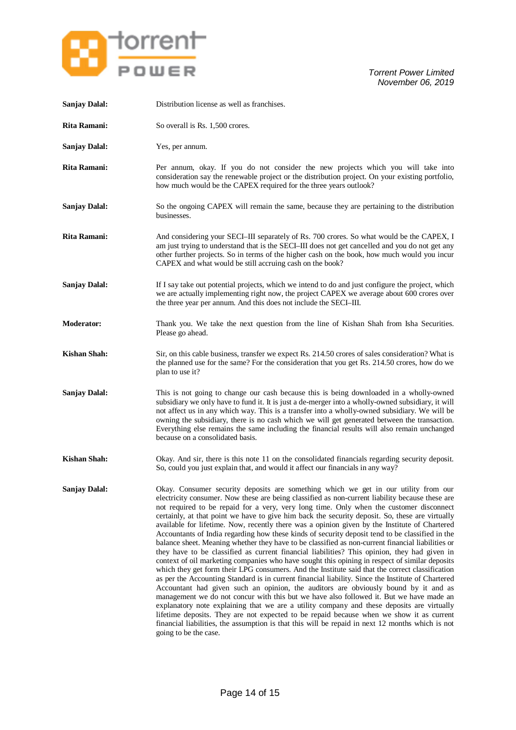**Sanjay Dalal:** Distribution license as well as franchises.

**Rita Ramani:** So overall is Rs. 1,500 crores.

**Sanjay Dalal:** Yes, per annum.

**Rita Ramani:** Per annum, okay. If you do not consider the new projects which you will take into consideration say the renewable project or the distribution project. On your existing portfolio, how much would be the CAPEX required for the three years outlook?

**Sanjay Dalal:** So the ongoing CAPEX will remain the same, because they are pertaining to the distribution businesses.

**Rita Ramani:** And considering your SECI–III separately of Rs. 700 crores. So what would be the CAPEX, I am just trying to understand that is the SECI–III does not get cancelled and you do not get any other further projects. So in terms of the higher cash on the book, how much would you incur CAPEX and what would be still accruing cash on the book?

**Sanjay Dalal:** If I say take out potential projects, which we intend to do and just configure the project, which we are actually implementing right now, the project CAPEX we average about 600 crores over the three year per annum. And this does not include the SECI–III.

**Moderator:** Thank you. We take the next question from the line of Kishan Shah from Isha Securities. Please go ahead.

**Kishan Shah:** Sir, on this cable business, transfer we expect Rs. 214.50 crores of sales consideration? What is the planned use for the same? For the consideration that you get Rs. 214.50 crores, how do we plan to use it?

**Sanjay Dalal:** This is not going to change our cash because this is being downloaded in a wholly-owned subsidiary we only have to fund it. It is just a de-merger into a wholly-owned subsidiary, it will not affect us in any which way. This is a transfer into a wholly-owned subsidiary. We will be owning the subsidiary, there is no cash which we will get generated between the transaction. Everything else remains the same including the financial results will also remain unchanged because on a consolidated basis.

**Kishan Shah:** Okay. And sir, there is this note 11 on the consolidated financials regarding security deposit. So, could you just explain that, and would it affect our financials in any way?

**Sanjay Dalal:** Okay. Consumer security deposits are something which we get in our utility from our electricity consumer. Now these are being classified as non-current liability because these are not required to be repaid for a very, very long time. Only when the customer disconnect certainly, at that point we have to give him back the security deposit. So, these are virtually available for lifetime. Now, recently there was a opinion given by the Institute of Chartered Accountants of India regarding how these kinds of security deposit tend to be classified in the balance sheet. Meaning whether they have to be classified as non-current financial liabilities or they have to be classified as current financial liabilities? This opinion, they had given in context of oil marketing companies who have sought this opining in respect of similar deposits which they get form their LPG consumers. And the Institute said that the correct classification as per the Accounting Standard is in current financial liability. Since the Institute of Chartered Accountant had given such an opinion, the auditors are obviously bound by it and as management we do not concur with this but we have also followed it. But we have made an explanatory note explaining that we are a utility company and these deposits are virtually lifetime deposits. They are not expected to be repaid because when we show it as current financial liabilities, the assumption is that this will be repaid in next 12 months which is not going to be the case.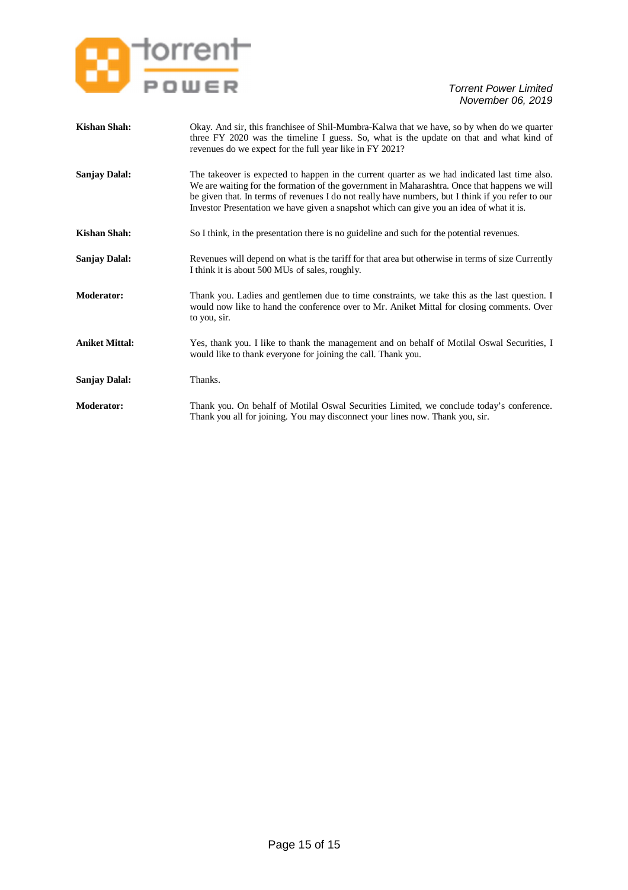**Kishan Shah:** Okay. And sir, this franchisee of Shil-Mumbra-Kalwa that we have, so by when do we quarter three FY 2020 was the timeline I guess. So, what is the update on that and what kind of revenues do we expect for the full year like in FY 2021?

**Sanjay Dalal:** The takeover is expected to happen in the current quarter as we had indicated last time also. We are waiting for the formation of the government in Maharashtra. Once that happens we will be given that. In terms of revenues I do not really have numbers, but I think if you refer to our Investor Presentation we have given a snapshot which can give you an idea of what it is.

**Kishan Shah:** So I think, in the presentation there is no guideline and such for the potential revenues.

**Sanjay Dalal:** Revenues will depend on what is the tariff for that area but otherwise in terms of size Currently I think it is about 500 MUs of sales, roughly.

**Moderator:** Thank you. Ladies and gentlemen due to time constraints, we take this as the last question. I would now like to hand the conference over to Mr. Aniket Mittal for closing comments. Over to you, sir.

**Aniket Mittal:** Yes, thank you. I like to thank the management and on behalf of Motilal Oswal Securities, I would like to thank everyone for joining the call. Thank you.

**Sanjay Dalal:** Thanks.

**Moderator:** Thank you. On behalf of Motilal Oswal Securities Limited, we conclude today's conference. Thank you all for joining. You may disconnect your lines now. Thank you, sir.